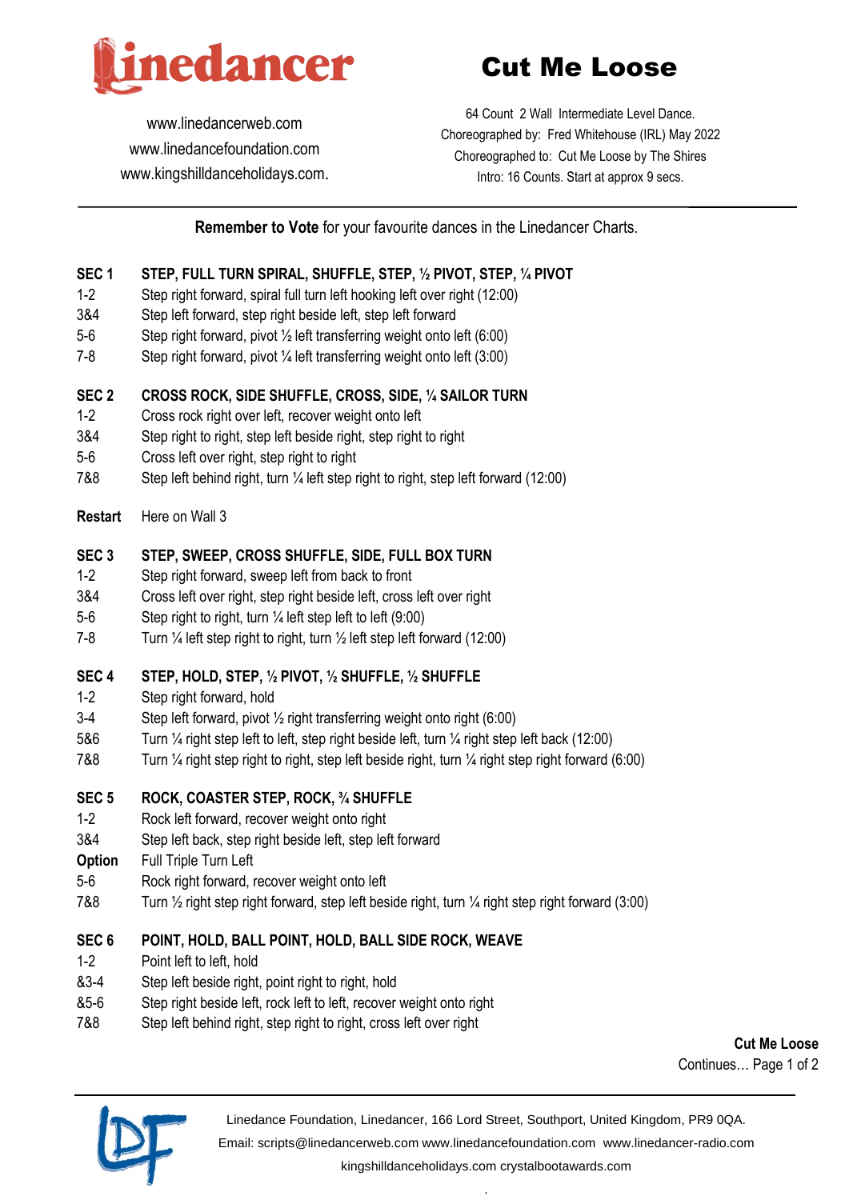# Cut Me Loose

www.linedancerweb.com
www.linedancefoundation.com
www.kingshilldanceholidays.com.

64 Count 2 Wall Intermediate Level Dance.
Choreographed by: Fred Whitehouse (IRL) May 2022
Choreographed to: Cut Me Loose by The Shires
Intro: 16 Counts. Start at approx 9 secs.

**Remember to Vote** for your favourite dances in the Linedancer Charts.

**SEC 1 STEP, FULL TURN SPIRAL, SHUFFLE, STEP, ½ PIVOT, STEP, ¼ PIVOT**

| | |
|---|---|
| 1-2 | Step right forward, spiral full turn left hooking left over right (12:00) |
| 3&4 | Step left forward, step right beside left, step left forward |
| 5-6 | Step right forward, pivot ½ left transferring weight onto left (6:00) |
| 7-8 | Step right forward, pivot ¼ left transferring weight onto left (3:00) |

**SEC 2 CROSS ROCK, SIDE SHUFFLE, CROSS, SIDE, ¼ SAILOR TURN**

| | |
|---|---|
| 1-2 | Cross rock right over left, recover weight onto left |
| 3&4 | Step right to right, step left beside right, step right to right |
| 5-6 | Cross left over right, step right to right |
| 7&8 | Step left behind right, turn ¼ left step right to right, step left forward (12:00) |

**Restart** Here on Wall 3

**SEC 3 STEP, SWEEP, CROSS SHUFFLE, SIDE, FULL BOX TURN**

| | |
|---|---|
| 1-2 | Step right forward, sweep left from back to front |
| 3&4 | Cross left over right, step right beside left, cross left over right |
| 5-6 | Step right to right, turn ¼ left step left to left (9:00) |
| 7-8 | Turn ¼ left step right to right, turn ½ left step left forward (12:00) |

**SEC 4 STEP, HOLD, STEP, ½ PIVOT, ½ SHUFFLE, ½ SHUFFLE**

| | |
|---|---|
| 1-2 | Step right forward, hold |
| 3-4 | Step left forward, pivot ½ right transferring weight onto right (6:00) |
| 5&6 | Turn ¼ right step left to left, step right beside left, turn ¼ right step left back (12:00) |
| 7&8 | Turn ¼ right step right to right, step left beside right, turn ¼ right step right forward (6:00) |

**SEC 5 ROCK, COASTER STEP, ROCK, ¾ SHUFFLE**

| | |
|---|---|
| 1-2 | Rock left forward, recover weight onto right |
| 3&4 | Step left back, step right beside left, step left forward |
| **Option** | Full Triple Turn Left |
| 5-6 | Rock right forward, recover weight onto left |
| 7&8 | Turn ½ right step right forward, step left beside right, turn ¼ right step right forward (3:00) |

**SEC 6 POINT, HOLD, BALL POINT, HOLD, BALL SIDE ROCK, WEAVE**

| | |
|---|---|
| 1-2 | Point left to left, hold |
| &3-4 | Step left beside right, point right to right, hold |
| &5-6 | Step right beside left, rock left to left, recover weight onto right |
| 7&8 | Step left behind right, step right to right, cross left over right |

**Cut Me Loose**
Continues…

Linedance Foundation, Linedancer, 166 Lord Street, Southport, United Kingdom, PR9 0QA.
Email: scripts@linedancerweb.com www.linedancefoundation.com www.linedancer-radio.com
kingshilldanceholidays.com crystalbootawards.com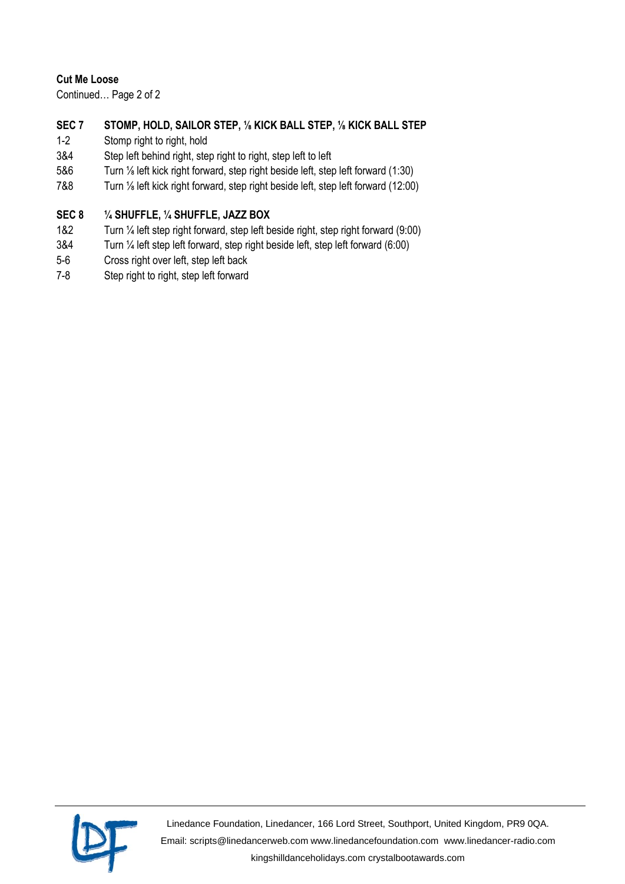**Cut Me Loose**
Continued… Page 2 of 2

**SEC 7 STOMP, HOLD, SAILOR STEP, ⅛ KICK BALL STEP, ⅛ KICK BALL STEP**

| | |
|---|---|
| 1-2 | Stomp right to right, hold |
| 3&4 | Step left behind right, step right to right, step left to left |
| 5&6 | Turn ⅛ left kick right forward, step right beside left, step left forward (1:30) |
| 7&8 | Turn ⅛ left kick right forward, step right beside left, step left forward (12:00) |

**SEC 8 ¼ SHUFFLE, ¼ SHUFFLE, JAZZ BOX**

| | |
|---|---|
| 1&2 | Turn ¼ left step right forward, step left beside right, step right forward (9:00) |
| 3&4 | Turn ¼ left step left forward, step right beside left, step left forward (6:00) |
| 5-6 | Cross right over left, step left back |
| 7-8 | Step right to right, step left forward |

Linedance Foundation, Linedancer, 166 Lord Street, Southport, United Kingdom, PR9 0QA.
Email: scripts@linedancerweb.com www.linedancefoundation.com www.linedancer-radio.com
kingshilldanceholidays.com crystalbootawards.com